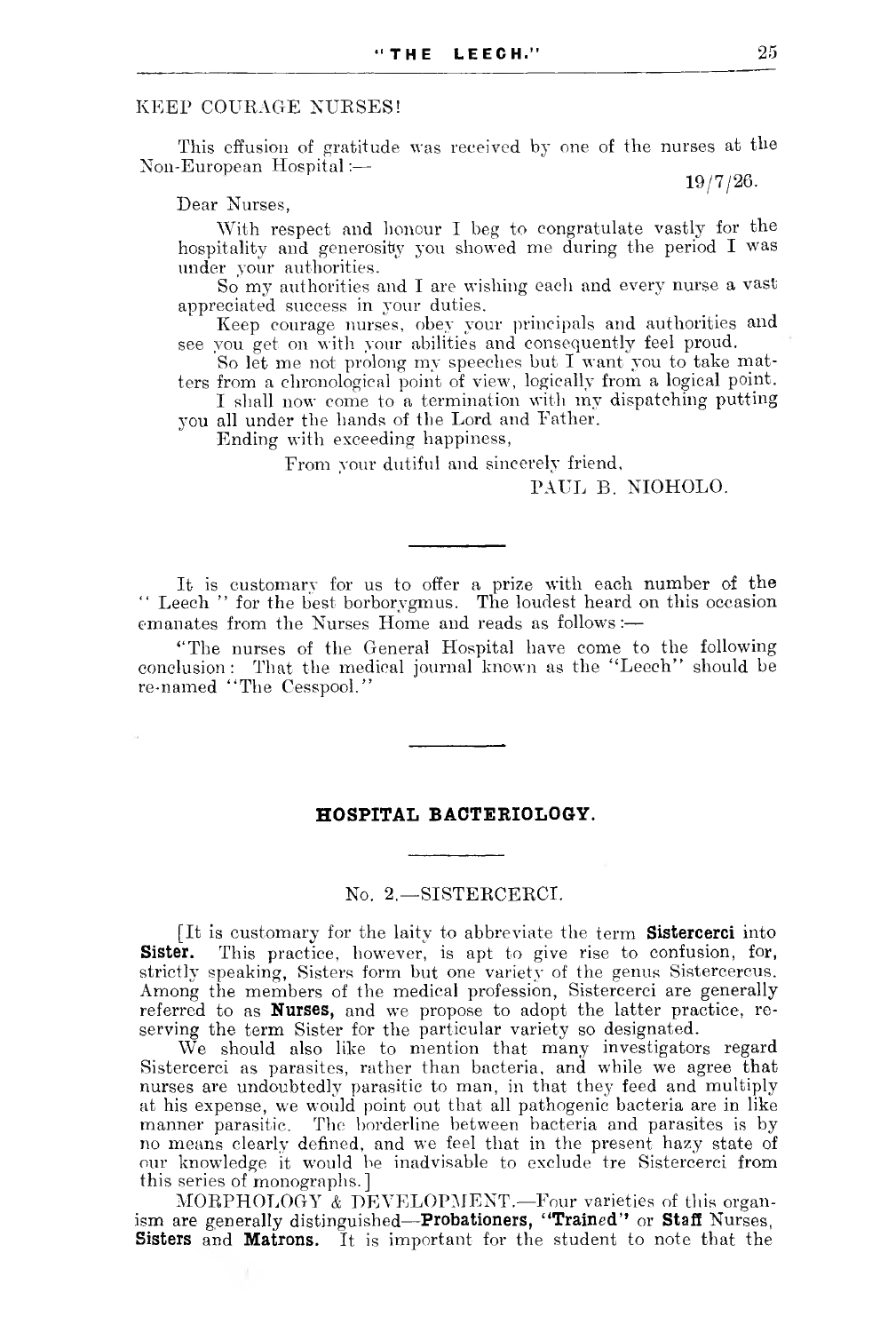KEEP COURAGE NURSES!

This effusion of gratitude was received by one of the nurses at the Non-European Hospital:—

19/7/26.

Dear Nurses,

With respect and honour I beg to congratulate vastly for the hospitality and generosity you showed me during the period I was under your authorities.

So my authorities and I are wishing each and every nurse a vast appreciated success in your duties.

Keep courage nurses, obey your principals and authorities and see you get on with your abilities and consequently feel proud.

So let me not prolong my speeches but I want you to take matters from a chronological point of view, logically from a logical point.

I shall now come to a termination with my dispatching putting you all under the hands of the Lord and Father.

Ending with exceeding happiness,

From your dutiful and sincerely friend,

PAUL B. NIOHOLO.

---

It is customary for us to offer a prize with each number of the "Leech" for the best borborygmus. The loudest heard on this occasion emanates from the Nurses Home and reads as follows:—

"The nurses of the General Hospital have come to the following conclusion: That the medical journal known as the "Leech" should be re-named "The Cesspool."

---

## HOSPITAL BACTERIOLOGY.

### No. 2.—SISTERCERCI.

[It is customary for the laity to abbreviate the term **Sistercerci** into **Sister.** This practice, however, is apt to give rise to confusion, for, strictly speaking, Sisters form but one variety of the genus Sistercercus. Among the members of the medical profession, Sistercerci are generally referred to as **Nurses,** and we propose to adopt the latter practice, reserving the term Sister for the particular variety so designated.

We should also like to mention that many investigators regard Sistercerci as parasites, rather than bacteria, and while we agree that nurses are undoubtedly parasitic to man, in that they feed and multiply at his expense, we would point out that all pathogenic bacteria are in like manner parasitic. The borderline between bacteria and parasites is by no means clearly defined, and we feel that in the present hazy state of our knowledge it would be inadvisable to exclude tre Sistercerci from this series of monographs.]

MORPHOLOGY & DEVELOPMENT.—Four varieties of this organism are generally distinguished—**Probationers, "Trained"** or **Staff** Nurses, **Sisters** and **Matrons.** It is important for the student to note that the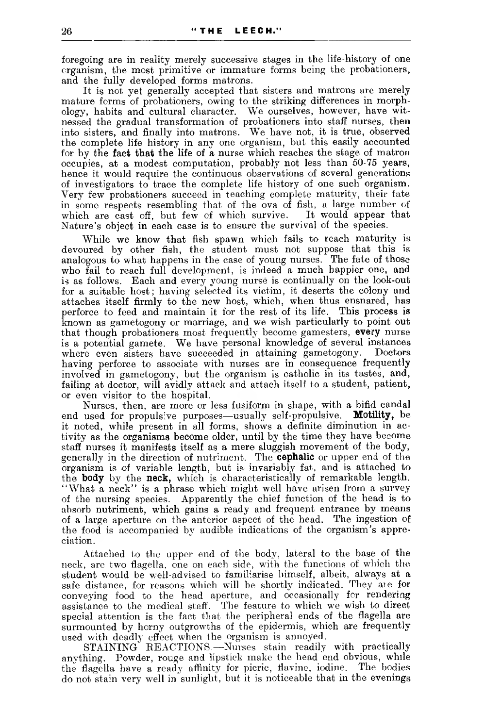foregoing are in reality merely successive stages in the life-history of one organism, the most primitive or immature forms being the probationers, and the fully developed forms matrons.

It is not yet generally accepted that sisters and matrons are merely mature forms of probationers, owing to the striking differences in morphology, habits and cultural character. We ourselves, however, have witnessed the gradual transformation of probationers into staff nurses, then into sisters, and finally into matrons. We have not, it is true, observed the complete life history in any one organism, but this easily accounted for by the fact that the life of a nurse which reaches the stage of matron occupies, at a modest computation, probably not less than 50-75 years, hence it would require the continuous observations of several generations of investigators to trace the complete life history of one such organism. Very few probationers succeed in teaching complete maturity, their fate in some respects resembling that of the ova of fish, a large number of which are cast off, but few of which survive. It would appear that Nature's object in each case is to ensure the survival of the species.

While we know that fish spawn which fails to reach maturity is devoured by other fish, the student must not suppose that this is analogous to what happens in the case of young nurses. The fate of those who fail to reach full development, is indeed a much happier one, and is as follows. Each and every young nurse is continually on the look-out for a suitable host; having selected its victim, it deserts the colony and attaches itself firmly to the new host, which, when thus ensnared, has perforce to feed and maintain it for the rest of its life. This process is known as gametogony or marriage, and we wish particularly to point out that though probationers most frequently become gamesters, **every** nurse is a potential gamete. We have personal knowledge of several instances where even sisters have succeeded in attaining gametogony. Doctors having perforce to associate with nurses are in consequence frequently involved in gametogony, but the organism is catholic in its tastes, and, failing at doctor, will avidly attack and attach itself to a student, patient, or even visitor to the hospital.

Nurses, then, are more or less fusiform in shape, with a bifid candal end used for propulsive purposes—usually self-propulsive. **Motility,** be it noted, while present in all forms, shows a definite diminution in activity as the organisms become older, until by the time they have become staff nurses it manifests itself as a mere sluggish movement of the body, generally in the direction of nutriment. The **cephalic** or upper end of the organism is of variable length, but is invariably fat, and is attached to the **body** by the **neck,** which is characteristically of remarkable length. "What a neck" is a phrase which might well have arisen from a survey of the nursing species. Apparently the chief function of the head is to absorb nutriment, which gains a ready and frequent entrance by means of a large aperture on the anterior aspect of the head. The ingestion of the food is accompanied by audible indications of the organism's appreciation.

Attached to the upper end of the body, lateral to the base of the neck, are two flagella, one on each side, with the functions of which the student would be well-advised to familiarise himself, albeit, always at a safe distance, for reasons which will be shortly indicated. They are for conveying food to the head aperture, and occasionally for rendering assistance to the medical staff. The feature to which we wish to direct special attention is the fact that the peripheral ends of the flagella are surmounted by horny outgrowths of the epidermis, which are frequently used with deadly effect when the organism is annoyed.

STAINING REACTIONS.—Nurses stain readily with practically anything. Powder, rouge and lipstick make the head end obvious, while the flagella have a ready affinity for picric, flavine, iodine. The bodies do not stain very well in sunlight, but it is noticeable that in the evenings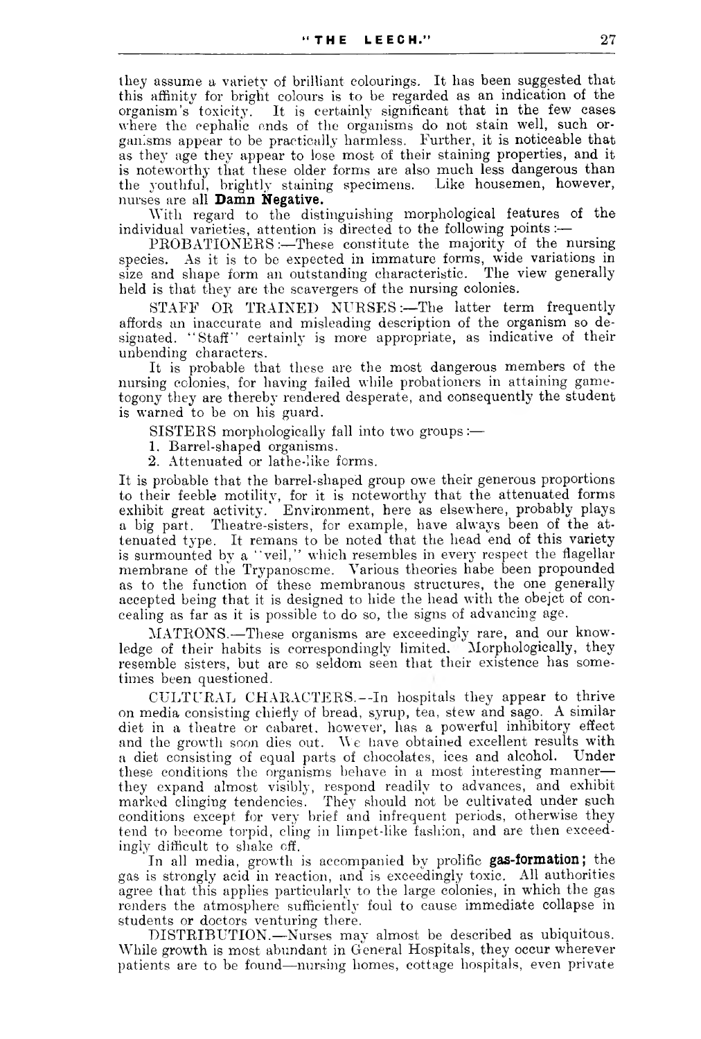they assume a variety of brilliant colourings. It has been suggested that this affinity for bright colours is to be regarded as an indication of the organism's toxicity. It is certainly significant that in the few cases where the cephalic ends of the organisms do not stain well, such organisms appear to be practically harmless. Further, it is noticeable that as they age they appear to lose most of their staining properties, and it is noteworthy that these older forms are also much less dangerous than the youthful, brightly staining specimens. Like housemen, however, nurses are all **Damn Negative.**

With regard to the distinguishing morphological features of the individual varieties, attention is directed to the following points :—

PROBATIONERS :—These constitute the majority of the nursing species. As it is to be expected in immature forms, wide variations in size and shape form an outstanding characteristic. The view generally held is that they are the scavergers of the nursing colonies.

STAFF OR TRAINED NURSES :—The latter term frequently affords an inaccurate and misleading description of the organism so designated. "Staff" certainly is more appropriate, as indicative of their unbending characters.

It is probable that these are the most dangerous members of the nursing colonies, for having failed while probationers in attaining gametogony they are thereby rendered desperate, and consequently the student is warned to be on his guard.

SISTERS morphologically fall into two groups :—

1. Barrel-shaped organisms.
2. Attenuated or lathe-like forms.

It is probable that the barrel-shaped group owe their generous proportions to their feeble motility, for it is noteworthy that the attenuated forms exhibit great activity. Environment, here as elsewhere, probably plays a big part. Theatre-sisters, for example, have always been of the attenuated type. It remans to be noted that the head end of this variety is surmounted by a "veil," which resembles in every respect the flagellar membrane of the Trypanosome. Various theories habe been propounded as to the function of these membranous structures, the one generally accepted being that it is designed to hide the head with the obejct of concealing as far as it is possible to do so, the signs of advancing age.

MATRONS.—These organisms are exceedingly rare, and our knowledge of their habits is correspondingly limited. Morphologically, they resemble sisters, but are so seldom seen that their existence has sometimes been questioned.

CULTURAL CHARACTERS.—In hospitals they appear to thrive on media consisting chiefly of bread, syrup, tea, stew and sago. A similar diet in a theatre or cabaret, however, has a powerful inhibitory effect and the growth soon dies out. We have obtained excellent results with a diet consisting of equal parts of chocolates, ices and alcohol. Under these conditions the organisms behave in a most interesting manner—they expand almost visibly, respond readily to advances, and exhibit marked clinging tendencies. They should not be cultivated under such conditions except for very brief and infrequent periods, otherwise they tend to become torpid, cling in limpet-like fashion, and are then exceedingly difficult to shake off.

In all media, growth is accompanied by prolific **gas-formation;** the gas is strongly acid in reaction, and is exceedingly toxic. All authorities agree that this applies particularly to the large colonies, in which the gas renders the atmosphere sufficiently foul to cause immediate collapse in students or doctors venturing there.

DISTRIBUTION.—Nurses may almost be described as ubiquitous. While growth is most abundant in General Hospitals, they occur wherever patients are to be found—nursing homes, cottage hospitals, even private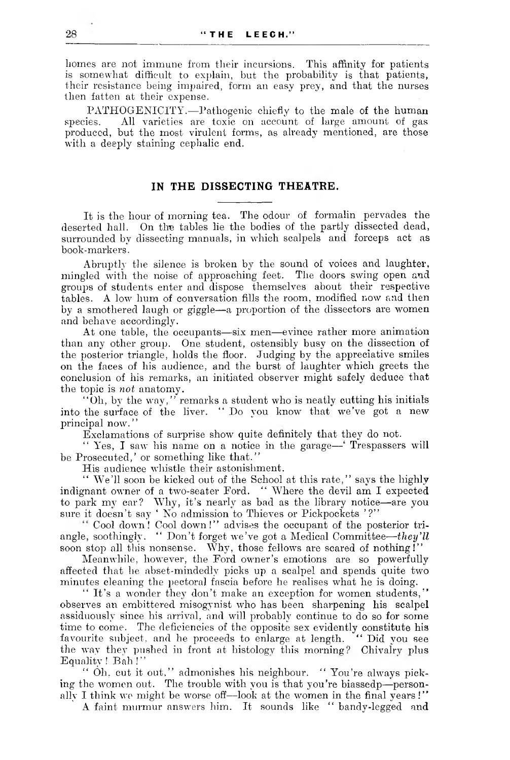homes are not immune from their incursions. This affinity for patients is somewhat difficult to explain, but the probability is that patients, their resistance being impaired, form an easy prey, and that the nurses then fatten at their expense.

PATHOGENICITY.—Pathogenic chiefly to the male of the human species. All varieties are toxic on account of large amount of gas produced, but the most virulent forms, as already mentioned, are those with a deeply staining cephalic end.

## IN THE DISSECTING THEATRE.

It is the hour of morning tea. The odour of formalin pervades the deserted hall. On the tables lie the bodies of the partly dissected dead, surrounded by dissecting manuals, in which scalpels and forceps act as book-markers.

Abruptly the silence is broken by the sound of voices and laughter, mingled with the noise of approaching feet. The doors swing open and groups of students enter and dispose themselves about their respective tables. A low hum of conversation fills the room, modified now and then by a smothered laugh or giggle—a proportion of the dissectors are women and behave accordingly.

At one table, the occupants—six men—evince rather more animation than any other group. One student, ostensibly busy on the dissection of the posterior triangle, holds the floor. Judging by the appreciative smiles on the faces of his audience, and the burst of laughter which greets the conclusion of his remarks, an initiated observer might safely deduce that the topic is *not* anatomy.

"Oh, by the way," remarks a student who is neatly cutting his initials into the surface of the liver. "Do you know that we've got a new principal now."

Exclamations of surprise show quite definitely that they do not.

"Yes, I saw his name on a notice in the garage—'Trespassers will be Prosecuted,' or something like that."

His audience whistle their astonishment.

"We'll soon be kicked out of the School at this rate," says the highly indignant owner of a two-seater Ford. "Where the devil am I expected to park my car? Why, it's nearly as bad as the library notice—are you sure it doesn't say 'No admission to Thieves or Pickpockets'?"

"Cool down! Cool down!" advises the occupant of the posterior triangle, soothingly. "Don't forget we've got a Medical Committee—*they'll* soon stop all this nonsense. Why, those fellows are scared of nothing!"

Meanwhile, however, the Ford owner's emotions are so powerfully affected that he abset-mindedly picks up a scalpel and spends quite two minutes cleaning the pectoral fascia before he realises what he is doing.

"It's a wonder they don't make an exception for women students," observes an embittered misogynist who has been sharpening his scalpel assiduously since his arrival, and will probably continue to do so for some time to come. The deficiencies of the opposite sex evidently constitute his favourite subject, and he proceeds to enlarge at length. "Did you see the way they pushed in front at histology this morning? Chivalry plus Equality! Bah!"

"Oh, cut it out," admonishes his neighbour. "You're always picking the women out. The trouble with you is that you're biassedp—personally I think we might be worse off—look at the women in the final years!"

A faint murmur answers him. It sounds like "bandy-legged and